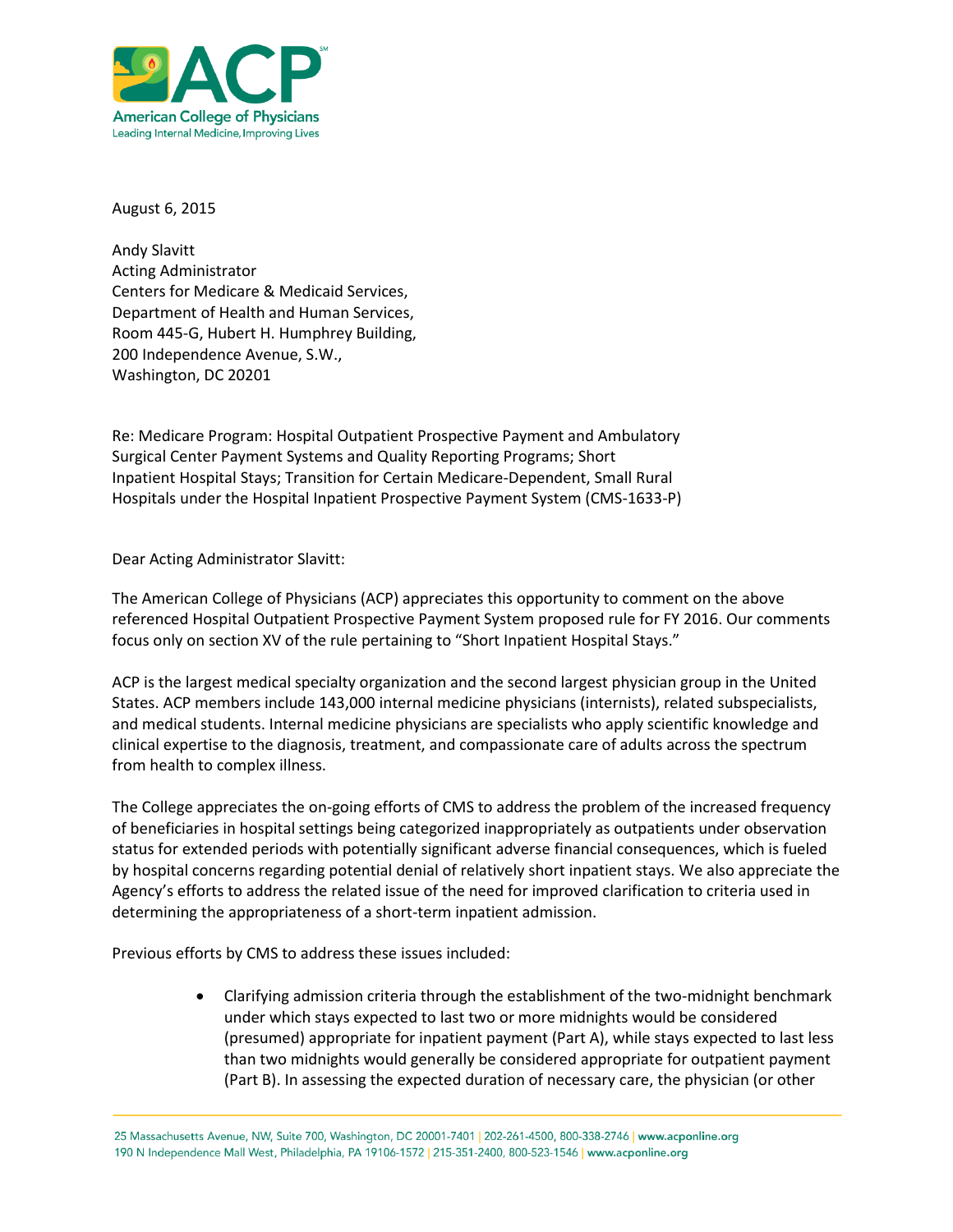**American College of Physicians**
Leading Internal Medicine, Improving Lives

August 6, 2015

Andy Slavitt
Acting Administrator
Centers for Medicare & Medicaid Services,
Department of Health and Human Services,
Room 445-G, Hubert H. Humphrey Building,
200 Independence Avenue, S.W.,
Washington, DC 20201

Re: Medicare Program: Hospital Outpatient Prospective Payment and Ambulatory Surgical Center Payment Systems and Quality Reporting Programs; Short Inpatient Hospital Stays; Transition for Certain Medicare-Dependent, Small Rural Hospitals under the Hospital Inpatient Prospective Payment System (CMS-1633-P)

Dear Acting Administrator Slavitt:

The American College of Physicians (ACP) appreciates this opportunity to comment on the above referenced Hospital Outpatient Prospective Payment System proposed rule for FY 2016. Our comments focus only on section XV of the rule pertaining to "Short Inpatient Hospital Stays."

ACP is the largest medical specialty organization and the second largest physician group in the United States. ACP members include 143,000 internal medicine physicians (internists), related subspecialists, and medical students. Internal medicine physicians are specialists who apply scientific knowledge and clinical expertise to the diagnosis, treatment, and compassionate care of adults across the spectrum from health to complex illness.

The College appreciates the on-going efforts of CMS to address the problem of the increased frequency of beneficiaries in hospital settings being categorized inappropriately as outpatients under observation status for extended periods with potentially significant adverse financial consequences, which is fueled by hospital concerns regarding potential denial of relatively short inpatient stays. We also appreciate the Agency's efforts to address the related issue of the need for improved clarification to criteria used in determining the appropriateness of a short-term inpatient admission.

Previous efforts by CMS to address these issues included:

- Clarifying admission criteria through the establishment of the two-midnight benchmark under which stays expected to last two or more midnights would be considered (presumed) appropriate for inpatient payment (Part A), while stays expected to last less than two midnights would generally be considered appropriate for outpatient payment (Part B). In assessing the expected duration of necessary care, the physician (or other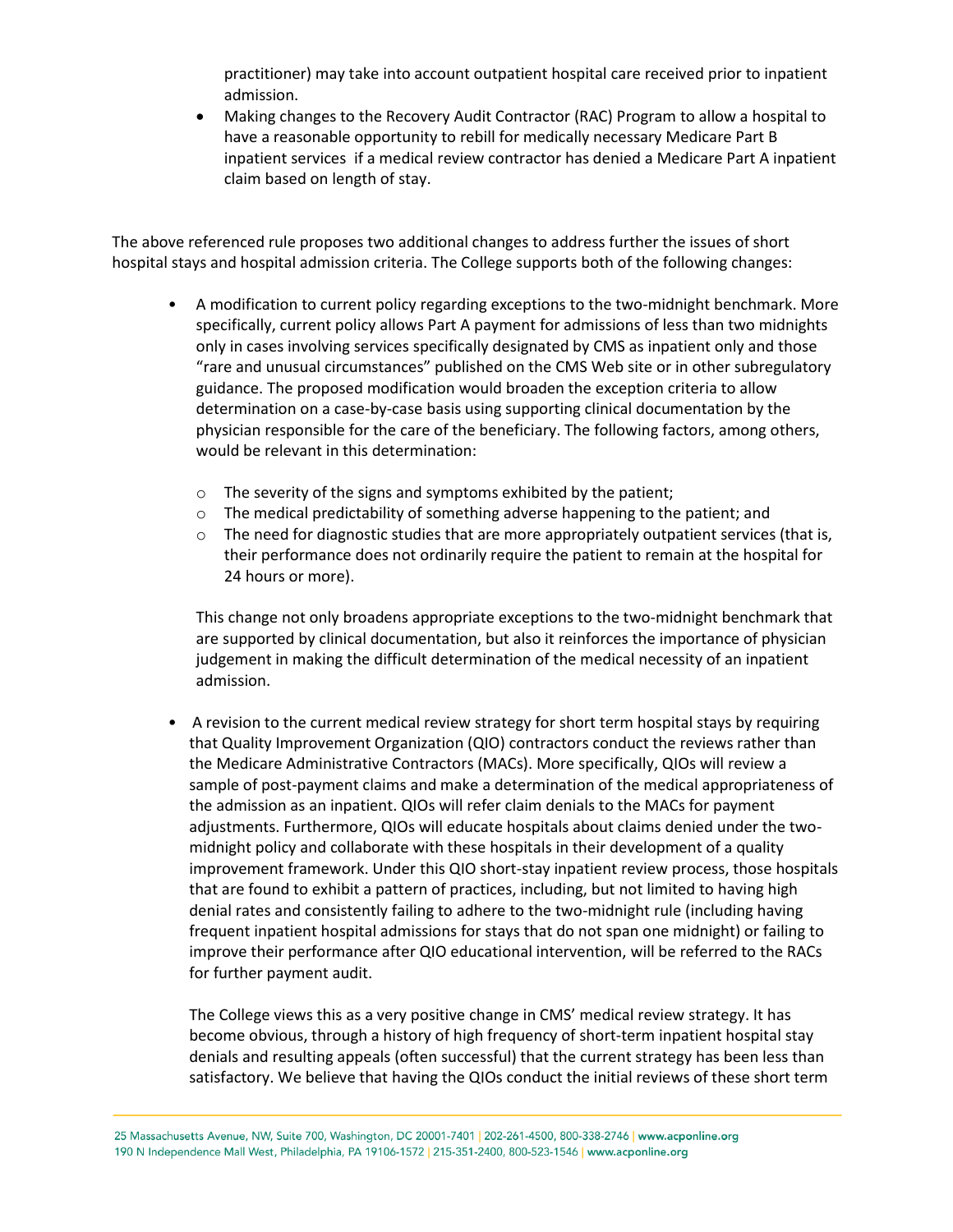practitioner) may take into account outpatient hospital care received prior to inpatient admission.

- Making changes to the Recovery Audit Contractor (RAC) Program to allow a hospital to have a reasonable opportunity to rebill for medically necessary Medicare Part B inpatient services if a medical review contractor has denied a Medicare Part A inpatient claim based on length of stay.

The above referenced rule proposes two additional changes to address further the issues of short hospital stays and hospital admission criteria. The College supports both of the following changes:

- A modification to current policy regarding exceptions to the two-midnight benchmark. More specifically, current policy allows Part A payment for admissions of less than two midnights only in cases involving services specifically designated by CMS as inpatient only and those "rare and unusual circumstances" published on the CMS Web site or in other subregulatory guidance. The proposed modification would broaden the exception criteria to allow determination on a case-by-case basis using supporting clinical documentation by the physician responsible for the care of the beneficiary. The following factors, among others, would be relevant in this determination:

  - The severity of the signs and symptoms exhibited by the patient;
  - The medical predictability of something adverse happening to the patient; and
  - The need for diagnostic studies that are more appropriately outpatient services (that is, their performance does not ordinarily require the patient to remain at the hospital for 24 hours or more).

  This change not only broadens appropriate exceptions to the two-midnight benchmark that are supported by clinical documentation, but also it reinforces the importance of physician judgement in making the difficult determination of the medical necessity of an inpatient admission.

- A revision to the current medical review strategy for short term hospital stays by requiring that Quality Improvement Organization (QIO) contractors conduct the reviews rather than the Medicare Administrative Contractors (MACs). More specifically, QIOs will review a sample of post-payment claims and make a determination of the medical appropriateness of the admission as an inpatient. QIOs will refer claim denials to the MACs for payment adjustments. Furthermore, QIOs will educate hospitals about claims denied under the two-midnight policy and collaborate with these hospitals in their development of a quality improvement framework. Under this QIO short-stay inpatient review process, those hospitals that are found to exhibit a pattern of practices, including, but not limited to having high denial rates and consistently failing to adhere to the two-midnight rule (including having frequent inpatient hospital admissions for stays that do not span one midnight) or failing to improve their performance after QIO educational intervention, will be referred to the RACs for further payment audit.

  The College views this as a very positive change in CMS' medical review strategy. It has become obvious, through a history of high frequency of short-term inpatient hospital stay denials and resulting appeals (often successful) that the current strategy has been less than satisfactory. We believe that having the QIOs conduct the initial reviews of these short term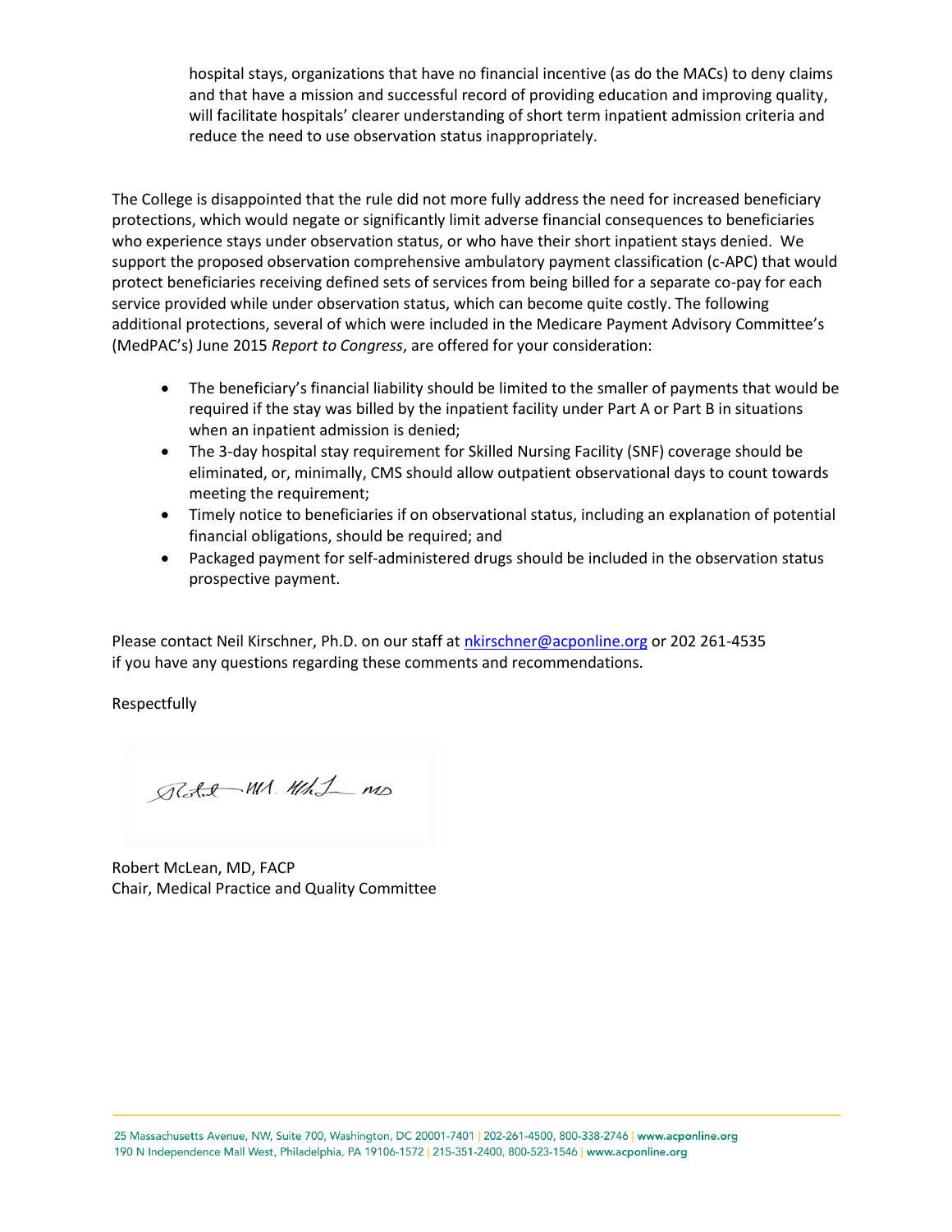hospital stays, organizations that have no financial incentive (as do the MACs) to deny claims and that have a mission and successful record of providing education and improving quality, will facilitate hospitals' clearer understanding of short term inpatient admission criteria and reduce the need to use observation status inappropriately.

The College is disappointed that the rule did not more fully address the need for increased beneficiary protections, which would negate or significantly limit adverse financial consequences to beneficiaries who experience stays under observation status, or who have their short inpatient stays denied. We support the proposed observation comprehensive ambulatory payment classification (c-APC) that would protect beneficiaries receiving defined sets of services from being billed for a separate co-pay for each service provided while under observation status, which can become quite costly. The following additional protections, several of which were included in the Medicare Payment Advisory Committee's (MedPAC's) June 2015 *Report to Congress*, are offered for your consideration:

- The beneficiary's financial liability should be limited to the smaller of payments that would be required if the stay was billed by the inpatient facility under Part A or Part B in situations when an inpatient admission is denied;
- The 3-day hospital stay requirement for Skilled Nursing Facility (SNF) coverage should be eliminated, or, minimally, CMS should allow outpatient observational days to count towards meeting the requirement;
- Timely notice to beneficiaries if on observational status, including an explanation of potential financial obligations, should be required; and
- Packaged payment for self-administered drugs should be included in the observation status prospective payment.

Please contact Neil Kirschner, Ph.D. on our staff at nkirschner@acponline.org or 202 261-4535 if you have any questions regarding these comments and recommendations.

Respectfully

Robert McLean, MD, FACP
Chair, Medical Practice and Quality Committee